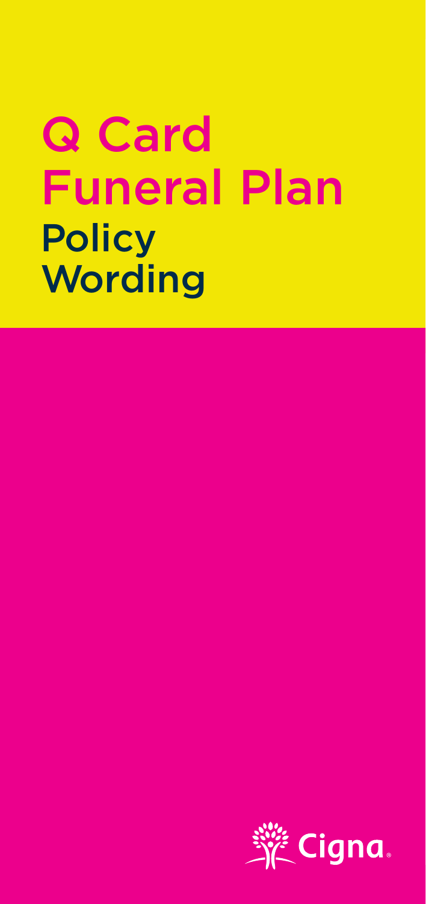# Q Card Funeral Plan

## Policy Wording

Cigna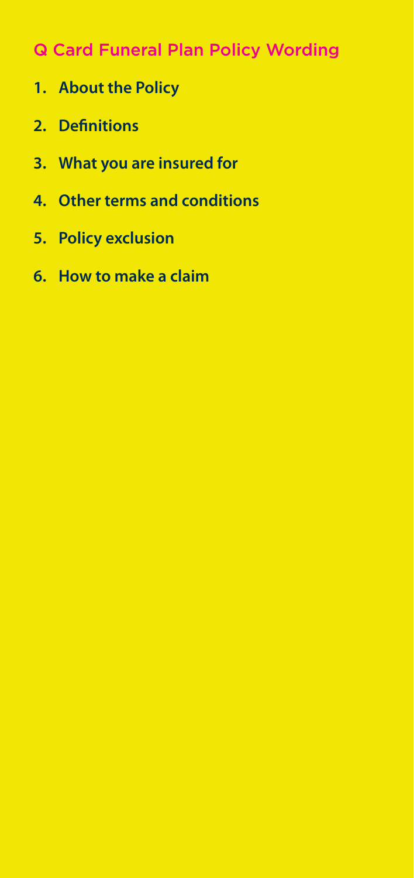# Q Card Funeral Plan Policy Wording

1. **About the Policy**
2. **Definitions**
3. **What you are insured for**
4. **Other terms and conditions**
5. **Policy exclusion**
6. **How to make a claim**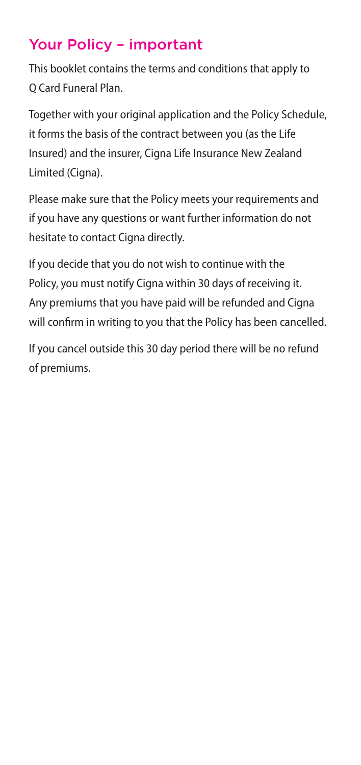## Your Policy – important

This booklet contains the terms and conditions that apply to Q Card Funeral Plan.

Together with your original application and the Policy Schedule, it forms the basis of the contract between you (as the Life Insured) and the insurer, Cigna Life Insurance New Zealand Limited (Cigna).

Please make sure that the Policy meets your requirements and if you have any questions or want further information do not hesitate to contact Cigna directly.

If you decide that you do not wish to continue with the Policy, you must notify Cigna within 30 days of receiving it. Any premiums that you have paid will be refunded and Cigna will confirm in writing to you that the Policy has been cancelled.

If you cancel outside this 30 day period there will be no refund of premiums.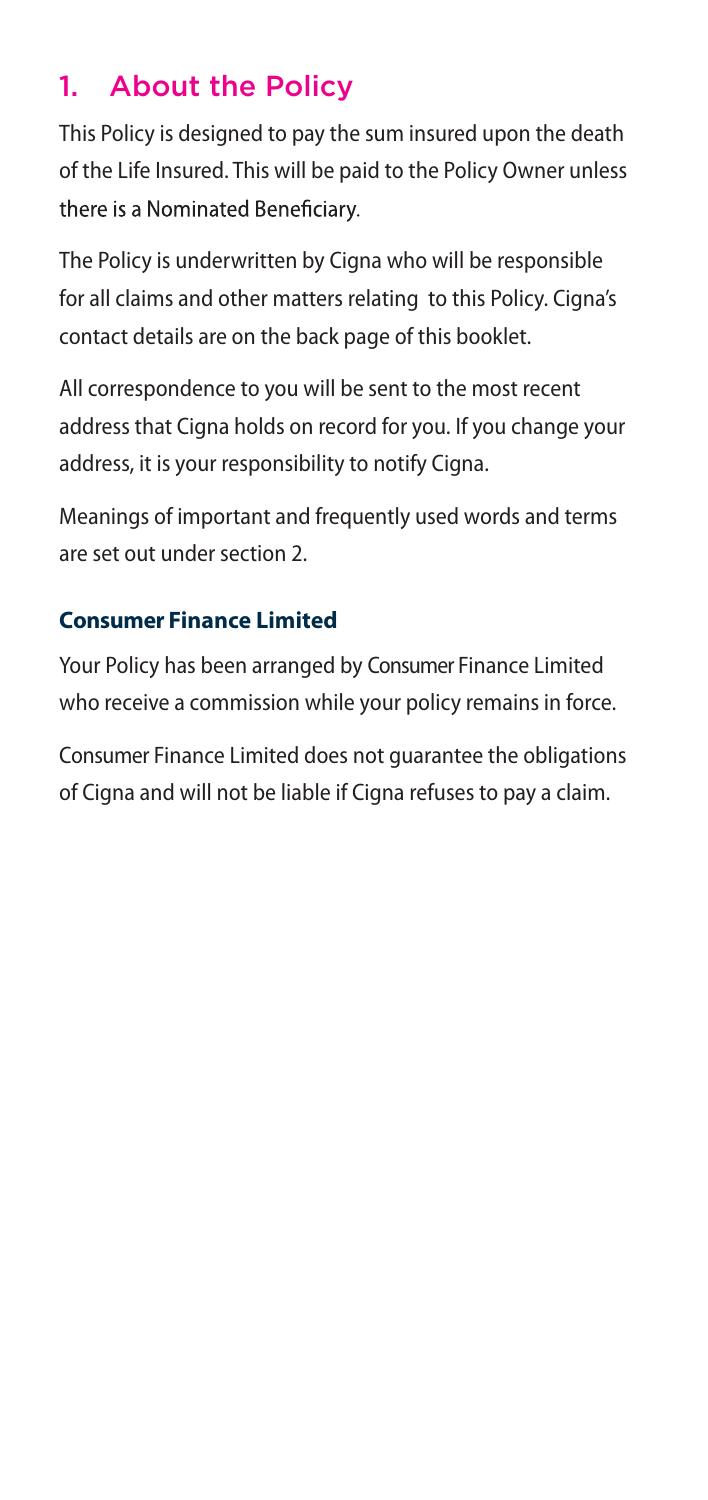## 1. About the Policy

This Policy is designed to pay the sum insured upon the death of the Life Insured. This will be paid to the Policy Owner unless there is a Nominated Beneficiary.

The Policy is underwritten by Cigna who will be responsible for all claims and other matters relating to this Policy. Cigna's contact details are on the back page of this booklet.

All correspondence to you will be sent to the most recent address that Cigna holds on record for you. If you change your address, it is your responsibility to notify Cigna.

Meanings of important and frequently used words and terms are set out under section 2.

### Consumer Finance Limited

Your Policy has been arranged by Consumer Finance Limited who receive a commission while your policy remains in force.

Consumer Finance Limited does not guarantee the obligations of Cigna and will not be liable if Cigna refuses to pay a claim.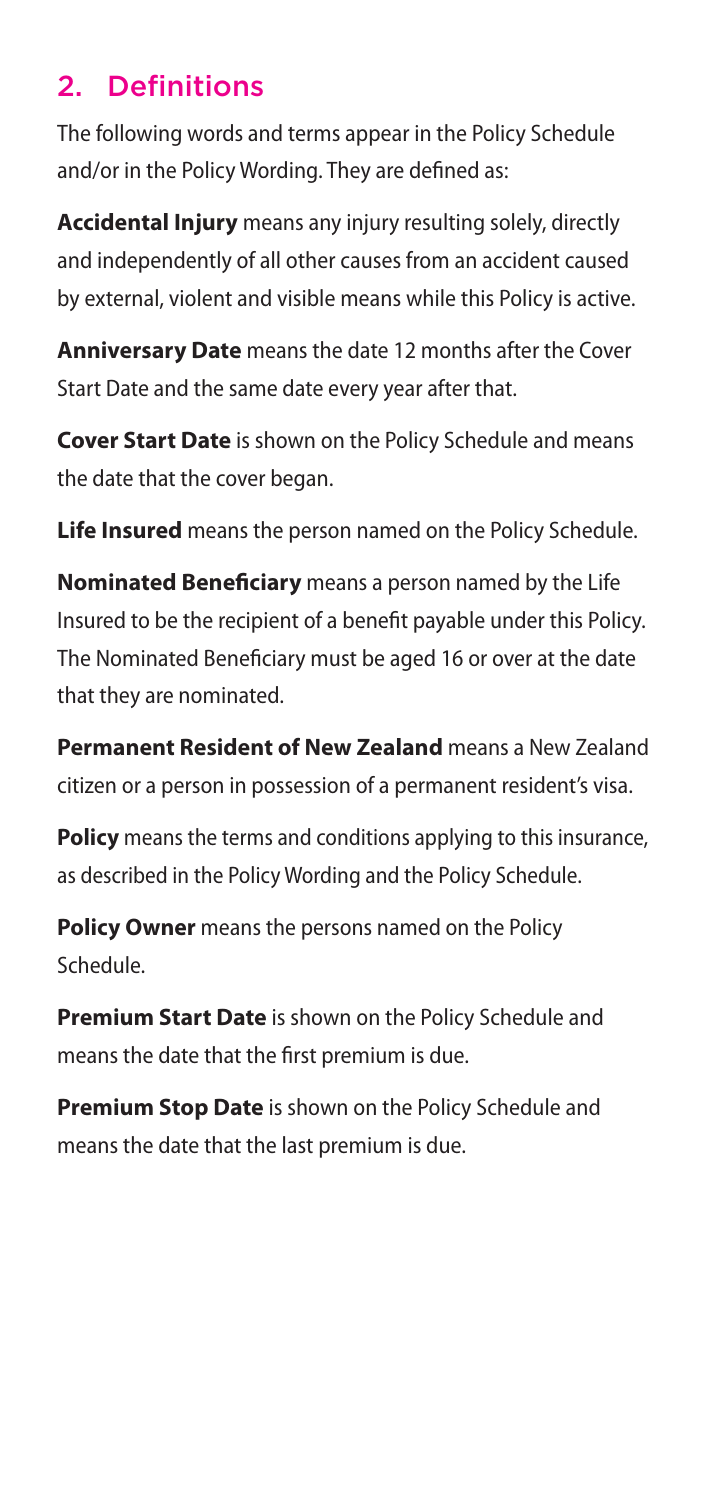## 2. Definitions

The following words and terms appear in the Policy Schedule and/or in the Policy Wording. They are defined as:

**Accidental Injury** means any injury resulting solely, directly and independently of all other causes from an accident caused by external, violent and visible means while this Policy is active.

**Anniversary Date** means the date 12 months after the Cover Start Date and the same date every year after that.

**Cover Start Date** is shown on the Policy Schedule and means the date that the cover began.

**Life Insured** means the person named on the Policy Schedule.

**Nominated Beneficiary** means a person named by the Life Insured to be the recipient of a benefit payable under this Policy. The Nominated Beneficiary must be aged 16 or over at the date that they are nominated.

**Permanent Resident of New Zealand** means a New Zealand citizen or a person in possession of a permanent resident's visa.

**Policy** means the terms and conditions applying to this insurance, as described in the Policy Wording and the Policy Schedule.

**Policy Owner** means the persons named on the Policy Schedule.

**Premium Start Date** is shown on the Policy Schedule and means the date that the first premium is due.

**Premium Stop Date** is shown on the Policy Schedule and means the date that the last premium is due.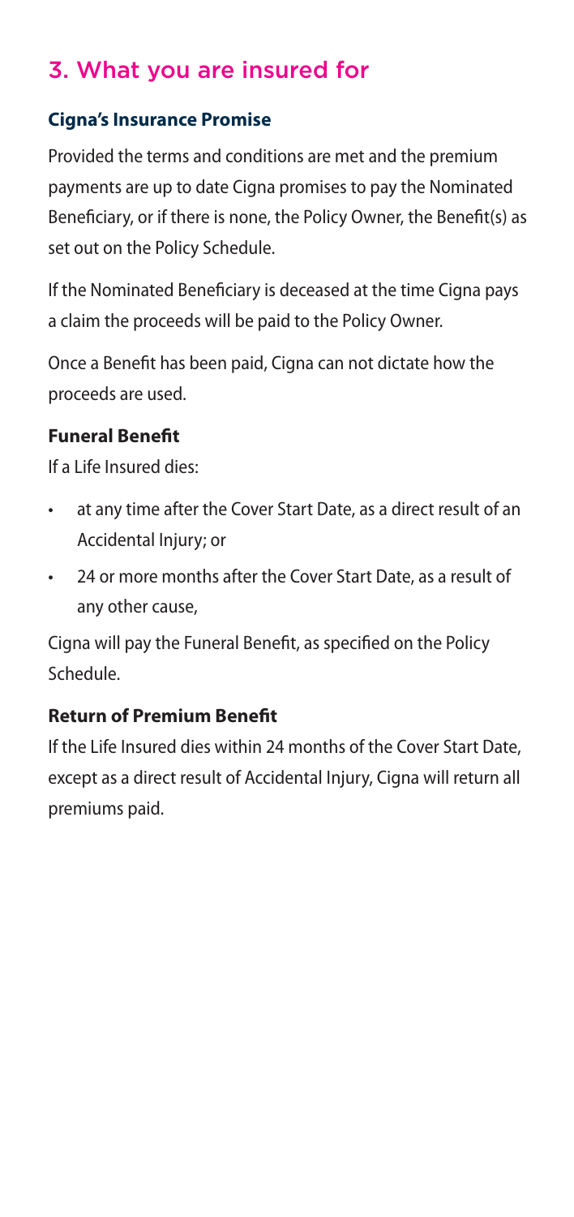## 3. What you are insured for

### Cigna's Insurance Promise

Provided the terms and conditions are met and the premium payments are up to date Cigna promises to pay the Nominated Beneficiary, or if there is none, the Policy Owner, the Benefit(s) as set out on the Policy Schedule.

If the Nominated Beneficiary is deceased at the time Cigna pays a claim the proceeds will be paid to the Policy Owner.

Once a Benefit has been paid, Cigna can not dictate how the proceeds are used.

### Funeral Benefit

If a Life Insured dies:

- at any time after the Cover Start Date, as a direct result of an Accidental Injury; or
- 24 or more months after the Cover Start Date, as a result of any other cause,

Cigna will pay the Funeral Benefit, as specified on the Policy Schedule.

### Return of Premium Benefit

If the Life Insured dies within 24 months of the Cover Start Date, except as a direct result of Accidental Injury, Cigna will return all premiums paid.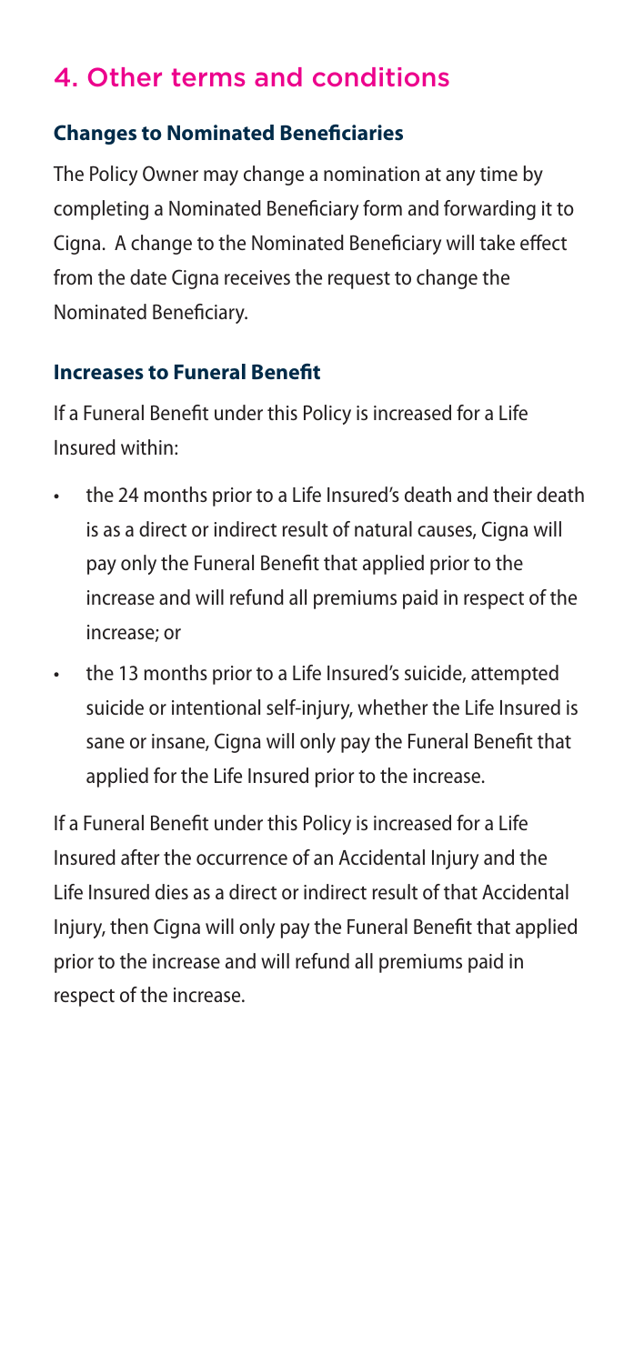## 4. Other terms and conditions

### Changes to Nominated Beneficiaries

The Policy Owner may change a nomination at any time by completing a Nominated Beneficiary form and forwarding it to Cigna. A change to the Nominated Beneficiary will take effect from the date Cigna receives the request to change the Nominated Beneficiary.

### Increases to Funeral Benefit

If a Funeral Benefit under this Policy is increased for a Life Insured within:

- the 24 months prior to a Life Insured's death and their death is as a direct or indirect result of natural causes, Cigna will pay only the Funeral Benefit that applied prior to the increase and will refund all premiums paid in respect of the increase; or
- the 13 months prior to a Life Insured's suicide, attempted suicide or intentional self-injury, whether the Life Insured is sane or insane, Cigna will only pay the Funeral Benefit that applied for the Life Insured prior to the increase.

If a Funeral Benefit under this Policy is increased for a Life Insured after the occurrence of an Accidental Injury and the Life Insured dies as a direct or indirect result of that Accidental Injury, then Cigna will only pay the Funeral Benefit that applied prior to the increase and will refund all premiums paid in respect of the increase.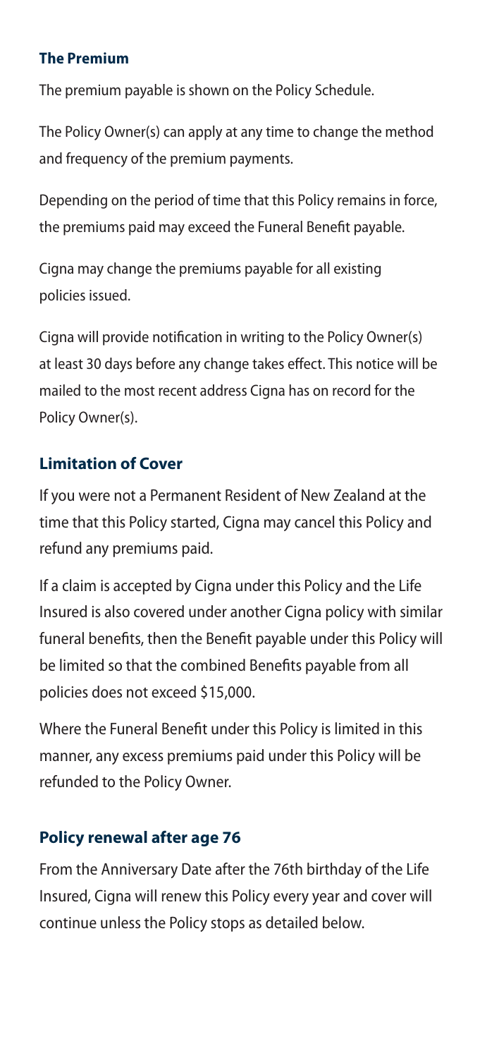### The Premium

The premium payable is shown on the Policy Schedule.

The Policy Owner(s) can apply at any time to change the method and frequency of the premium payments.

Depending on the period of time that this Policy remains in force, the premiums paid may exceed the Funeral Benefit payable.

Cigna may change the premiums payable for all existing policies issued.

Cigna will provide notification in writing to the Policy Owner(s) at least 30 days before any change takes effect. This notice will be mailed to the most recent address Cigna has on record for the Policy Owner(s).

### Limitation of Cover

If you were not a Permanent Resident of New Zealand at the time that this Policy started, Cigna may cancel this Policy and refund any premiums paid.

If a claim is accepted by Cigna under this Policy and the Life Insured is also covered under another Cigna policy with similar funeral benefits, then the Benefit payable under this Policy will be limited so that the combined Benefits payable from all policies does not exceed $15,000.

Where the Funeral Benefit under this Policy is limited in this manner, any excess premiums paid under this Policy will be refunded to the Policy Owner.

### Policy renewal after age 76

From the Anniversary Date after the 76th birthday of the Life Insured, Cigna will renew this Policy every year and cover will continue unless the Policy stops as detailed below.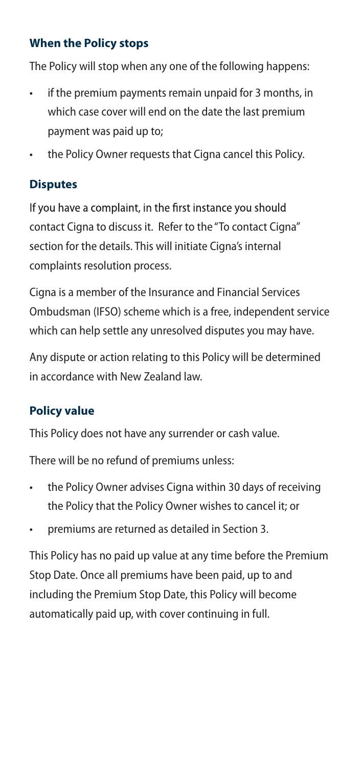### When the Policy stops

The Policy will stop when any one of the following happens:

- if the premium payments remain unpaid for 3 months, in which case cover will end on the date the last premium payment was paid up to;
- the Policy Owner requests that Cigna cancel this Policy.

### Disputes

If you have a complaint, in the first instance you should contact Cigna to discuss it. Refer to the "To contact Cigna" section for the details. This will initiate Cigna's internal complaints resolution process.

Cigna is a member of the Insurance and Financial Services Ombudsman (IFSO) scheme which is a free, independent service which can help settle any unresolved disputes you may have.

Any dispute or action relating to this Policy will be determined in accordance with New Zealand law.

### Policy value

This Policy does not have any surrender or cash value.

There will be no refund of premiums unless:

- the Policy Owner advises Cigna within 30 days of receiving the Policy that the Policy Owner wishes to cancel it; or
- premiums are returned as detailed in Section 3.

This Policy has no paid up value at any time before the Premium Stop Date. Once all premiums have been paid, up to and including the Premium Stop Date, this Policy will become automatically paid up, with cover continuing in full.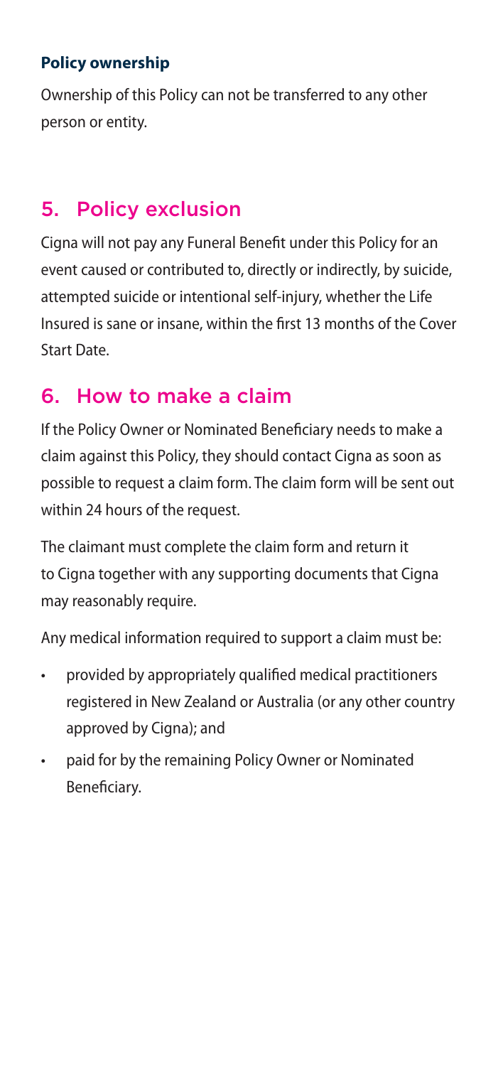**Policy ownership**

Ownership of this Policy can not be transferred to any other person or entity.

## 5. Policy exclusion

Cigna will not pay any Funeral Benefit under this Policy for an event caused or contributed to, directly or indirectly, by suicide, attempted suicide or intentional self-injury, whether the Life Insured is sane or insane, within the first 13 months of the Cover Start Date.

## 6. How to make a claim

If the Policy Owner or Nominated Beneficiary needs to make a claim against this Policy, they should contact Cigna as soon as possible to request a claim form. The claim form will be sent out within 24 hours of the request.

The claimant must complete the claim form and return it to Cigna together with any supporting documents that Cigna may reasonably require.

Any medical information required to support a claim must be:

- provided by appropriately qualified medical practitioners registered in New Zealand or Australia (or any other country approved by Cigna); and
- paid for by the remaining Policy Owner or Nominated Beneficiary.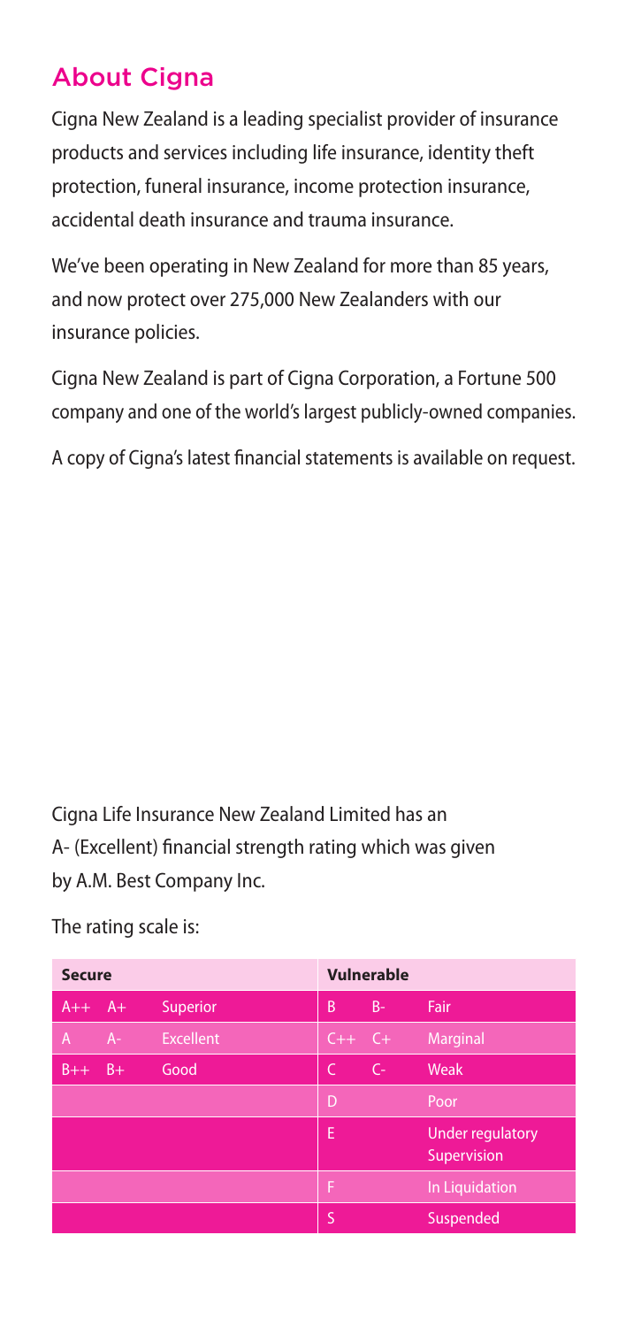## About Cigna

Cigna New Zealand is a leading specialist provider of insurance products and services including life insurance, identity theft protection, funeral insurance, income protection insurance, accidental death insurance and trauma insurance.

We've been operating in New Zealand for more than 85 years, and now protect over 275,000 New Zealanders with our insurance policies.

Cigna New Zealand is part of Cigna Corporation, a Fortune 500 company and one of the world's largest publicly-owned companies.

A copy of Cigna's latest financial statements is available on request.

Cigna Life Insurance New Zealand Limited has an A- (Excellent) financial strength rating which was given by A.M. Best Company Inc.

The rating scale is:

| Secure | | | Vulnerable | | |
|---|---|---|---|---|---|
| A++ | A+ | Superior | B | B- | Fair |
| A | A- | Excellent | C++ | C+ | Marginal |
| B++ | B+ | Good | C | C- | Weak |
| | | | D | | Poor |
| | | | E | | Under regulatory Supervision |
| | | | F | | In Liquidation |
| | | | S | | Suspended |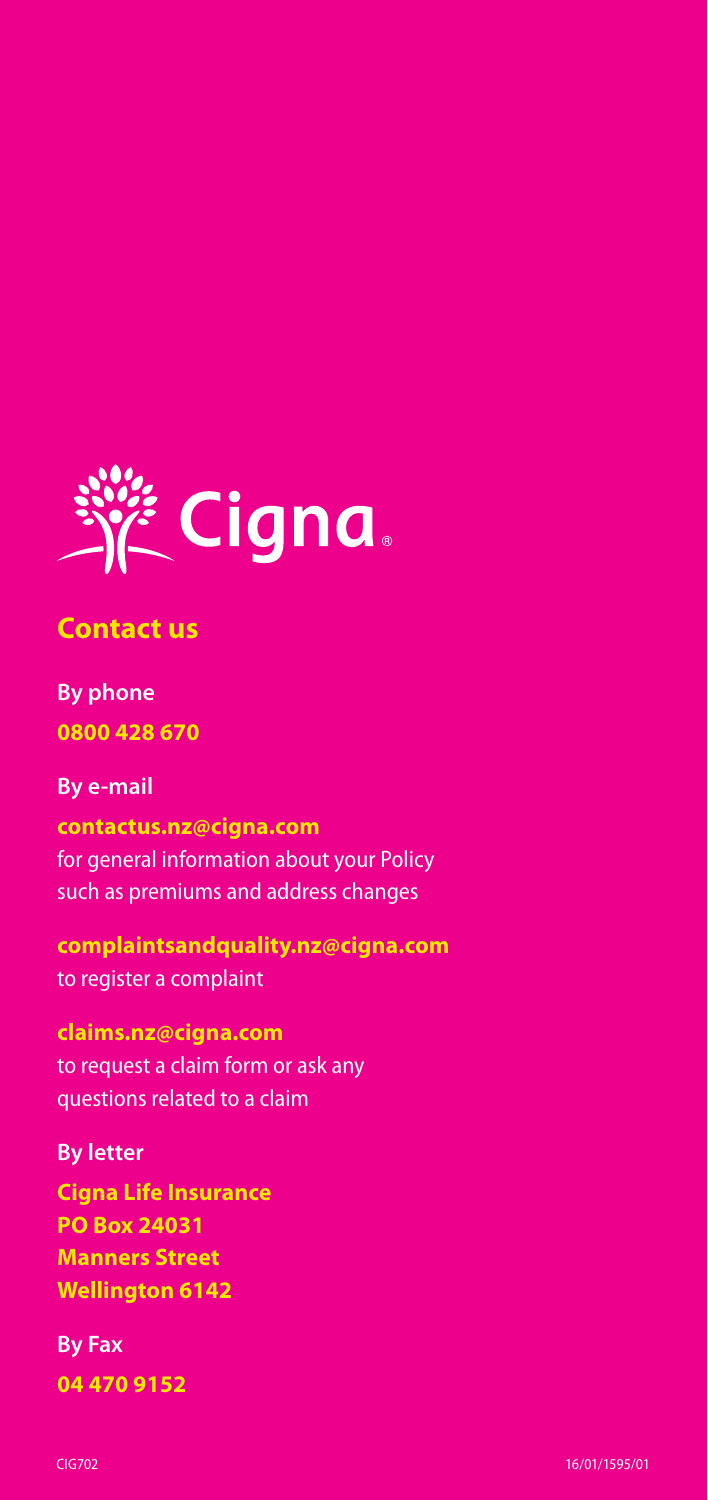Cigna

## Contact us

**By phone**

**0800 428 670**

**By e-mail**

**contactus.nz@cigna.com**
for general information about your Policy such as premiums and address changes

**complaintsandquality.nz@cigna.com**
to register a complaint

**claims.nz@cigna.com**
to request a claim form or ask any questions related to a claim

**By letter**

**Cigna Life Insurance**
**PO Box 24031**
**Manners Street**
**Wellington 6142**

**By Fax**

**04 470 9152**

CIG702 16/01/1595/01